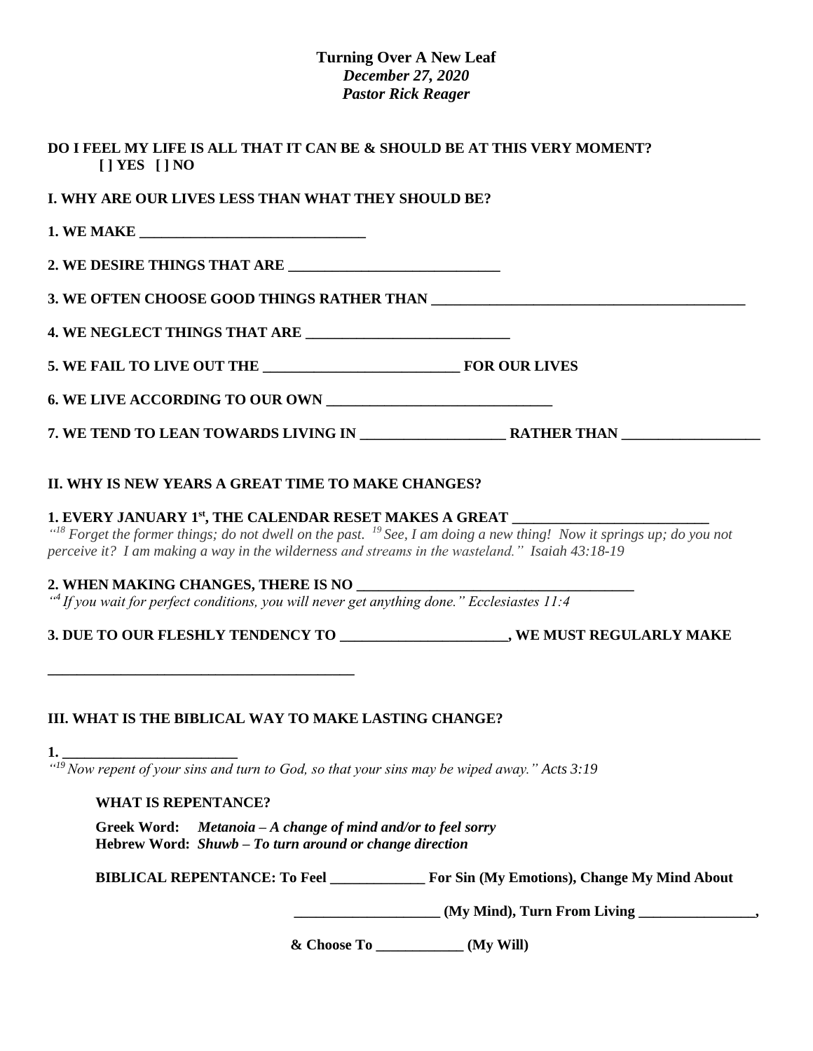# Turning Over A New Leaf

*December 27, 2020*

*Pastor Rick Reager*

**DO I FEEL MY LIFE IS ALL THAT IT CAN BE & SHOULD BE AT THIS VERY MOMENT?**
**[ ] YES [ ] NO**

**I. WHY ARE OUR LIVES LESS THAN WHAT THEY SHOULD BE?**

**1. WE MAKE ______________________________**

**2. WE DESIRE THINGS THAT ARE ____________________________**

**3. WE OFTEN CHOOSE GOOD THINGS RATHER THAN __________________________________________**

**4. WE NEGLECT THINGS THAT ARE ___________________________**

**5. WE FAIL TO LIVE OUT THE __________________________ FOR OUR LIVES**

**6. WE LIVE ACCORDING TO OUR OWN ______________________________**

**7. WE TEND TO LEAN TOWARDS LIVING IN ___________________ RATHER THAN __________________**

**II. WHY IS NEW YEARS A GREAT TIME TO MAKE CHANGES?**

**1. EVERY JANUARY 1st, THE CALENDAR RESET MAKES A GREAT __________________________**

*"[18] Forget the former things; do not dwell on the past. [19] See, I am doing a new thing! Now it springs up; do you not perceive it? I am making a way in the wilderness and streams in the wasteland." Isaiah 43:18-19*

**2. WHEN MAKING CHANGES, THERE IS NO ____________________________________**

*"[4] If you wait for perfect conditions, you will never get anything done." Ecclesiastes 11:4*

**3. DUE TO OUR FLESHLY TENDENCY TO _____________________, WE MUST REGULARLY MAKE**

**_________________________________________**

**III. WHAT IS THE BIBLICAL WAY TO MAKE LASTING CHANGE?**

**1. _______________________**

*"[19] Now repent of your sins and turn to God, so that your sins may be wiped away." Acts 3:19*

**WHAT IS REPENTANCE?**

**Greek Word:** ***Metanoia – A change of mind and/or to feel sorry***
**Hebrew Word:** ***Shuwb – To turn around or change direction***

**BIBLICAL REPENTANCE: To Feel ____________ For Sin (My Emotions), Change My Mind About ___________________ (My Mind), Turn From Living ________________, & Choose To ____________ (My Will)**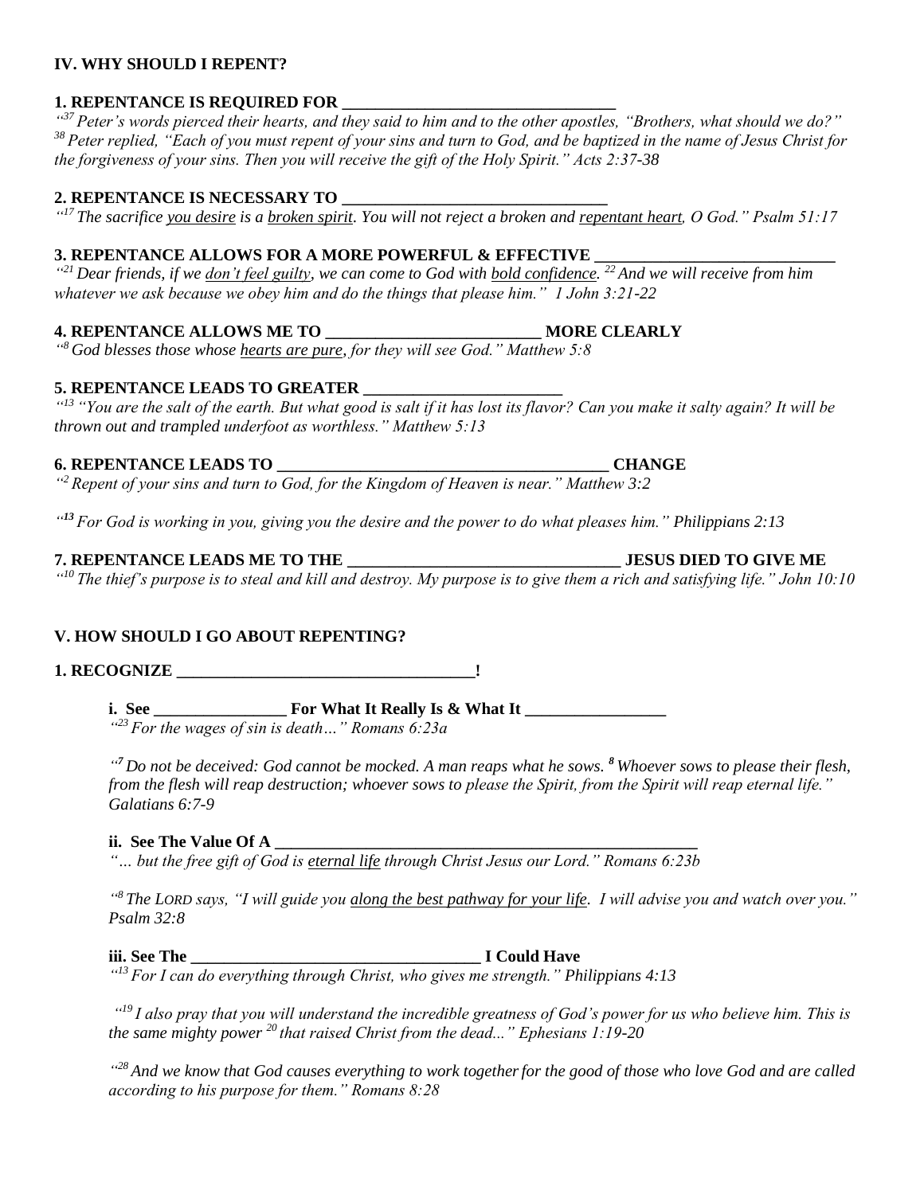## IV. WHY SHOULD I REPENT?

**1. REPENTANCE IS REQUIRED FOR ________________________________**

*"[37] Peter's words pierced their hearts, and they said to him and to the other apostles, "Brothers, what should we do?" [38] Peter replied, "Each of you must repent of your sins and turn to God, and be baptized in the name of Jesus Christ for the forgiveness of your sins. Then you will receive the gift of the Holy Spirit." Acts 2:37-38*

**2. REPENTANCE IS NECESSARY TO _______________________________**

*"[17] The sacrifice <u>you desire</u> is a <u>broken spirit</u>. You will not reject a broken and <u>repentant heart</u>, O God." Psalm 51:17*

**3. REPENTANCE ALLOWS FOR A MORE POWERFUL & EFFECTIVE ____________________________**

*"[21] Dear friends, if we <u>don't feel guilty</u>, we can come to God with <u>bold confidence</u>. [22] And we will receive from him whatever we ask because we obey him and do the things that please him." 1 John 3:21-22*

**4. REPENTANCE ALLOWS ME TO _________________________ MORE CLEARLY**

*"[8] God blesses those whose <u>hearts are pure</u>, for they will see God." Matthew 5:8*

**5. REPENTANCE LEADS TO GREATER _______________________**

*"[13] "You are the salt of the earth. But what good is salt if it has lost its flavor? Can you make it salty again? It will be thrown out and trampled underfoot as worthless." Matthew 5:13*

**6. REPENTANCE LEADS TO ______________________________________ CHANGE**

*"[2] Repent of your sins and turn to God, for the Kingdom of Heaven is near." Matthew 3:2*

*"[13] For God is working in you, giving you the desire and the power to do what pleases him." Philippians 2:13*

**7. REPENTANCE LEADS ME TO THE _______________________________ JESUS DIED TO GIVE ME**

*"[10] The thief's purpose is to steal and kill and destroy. My purpose is to give them a rich and satisfying life." John 10:10*

## V. HOW SHOULD I GO ABOUT REPENTING?

**1. RECOGNIZE __________________________________!**

**i. See _______________ For What It Really Is & What It ________________**

*"[23] For the wages of sin is death…" Romans 6:23a*

*"[7] Do not be deceived: God cannot be mocked. A man reaps what he sows. [8] Whoever sows to please their flesh, from the flesh will reap destruction; whoever sows to please the Spirit, from the Spirit will reap eternal life." Galatians 6:7-9*

**ii. See The Value Of A ___________________________________________________**

*"… but the free gift of God is <u>eternal life</u> through Christ Jesus our Lord." Romans 6:23b*

*"[8] The LORD says, "I will guide you <u>along the best pathway for your life</u>. I will advise you and watch over you." Psalm 32:8*

**iii. See The _________________________________ I Could Have**

*"[13] For I can do everything through Christ, who gives me strength." Philippians 4:13*

*"[19] I also pray that you will understand the incredible greatness of God's power for us who believe him. This is the same mighty power [20] that raised Christ from the dead..." Ephesians 1:19-20*

*"[28] And we know that God causes everything to work together for the good of those who love God and are called according to his purpose for them." Romans 8:28*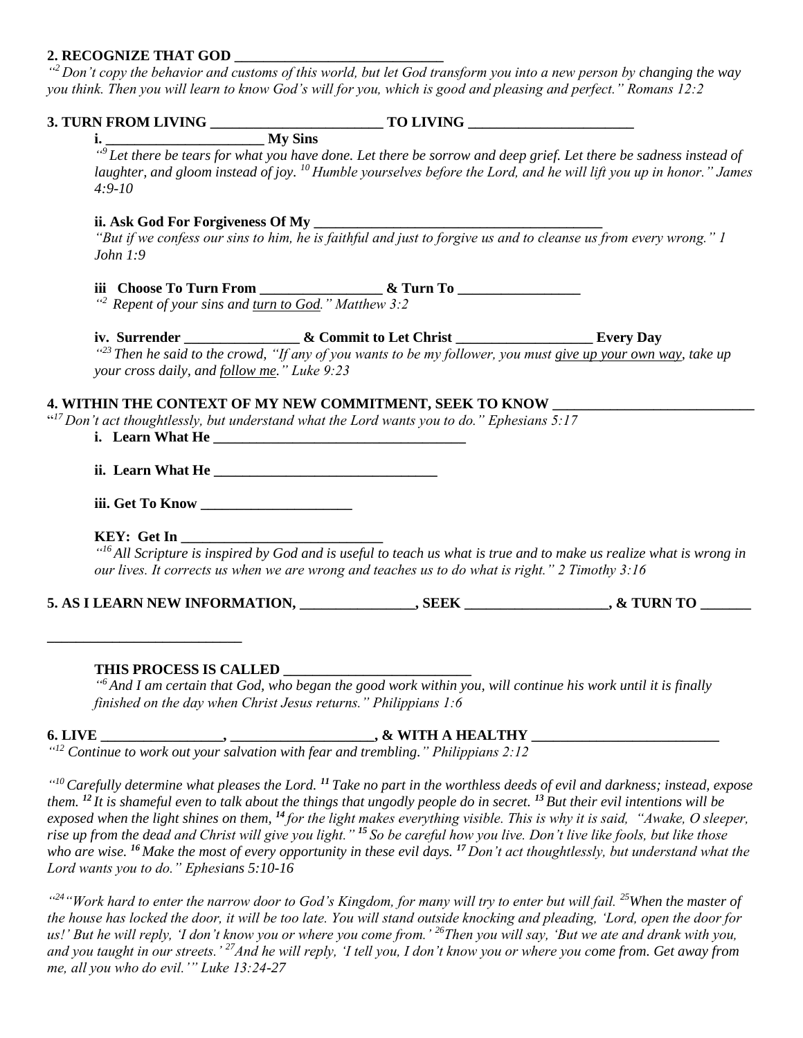**2. RECOGNIZE THAT GOD _____________________________**

*"[2] Don't copy the behavior and customs of this world, but let God transform you into a new person by changing the way you think. Then you will learn to know God's will for you, which is good and pleasing and perfect." Romans 12:2*

**3. TURN FROM LIVING ________________________ TO LIVING _______________________**

**i. ______________________ My Sins**

*"[9] Let there be tears for what you have done. Let there be sorrow and deep grief. Let there be sadness instead of laughter, and gloom instead of joy. [10] Humble yourselves before the Lord, and he will lift you up in honor." James 4:9-10*

**ii. Ask God For Forgiveness Of My _________________________________________**

*"But if we confess our sins to him, he is faithful and just to forgive us and to cleanse us from every wrong." 1 John 1:9*

**iii Choose To Turn From _________________ & Turn To _________________**

*"[2] Repent of your sins and <u>turn to God</u>." Matthew 3:2*

**iv. Surrender ________________ & Commit to Let Christ ___________________ Every Day**

*"[23] Then he said to the crowd, "If any of you wants to be my follower, you must <u>give up your own way</u>, take up your cross daily, and <u>follow me</u>." Luke 9:23*

**4. WITHIN THE CONTEXT OF MY NEW COMMITMENT, SEEK TO KNOW ____________________________**

*"[17] Don't act thoughtlessly, but understand what the Lord wants you to do." Ephesians 5:17*

**i. Learn What He ___________________________________**

**ii. Learn What He _______________________________**

**iii. Get To Know _____________________**

**KEY: Get In ____________________________**

*"[16] All Scripture is inspired by God and is useful to teach us what is true and to make us realize what is wrong in our lives. It corrects us when we are wrong and teaches us to do what is right." 2 Timothy 3:16*

**5. AS I LEARN NEW INFORMATION, ________________, SEEK ___________________, & TURN TO _______ ___________________________**

**THIS PROCESS IS CALLED __________________________**

*"[6] And I am certain that God, who began the good work within you, will continue his work until it is finally finished on the day when Christ Jesus returns." Philippians 1:6*

**6. LIVE _________________, ___________________, & WITH A HEALTHY __________________________**

*"[12] Continue to work out your salvation with fear and trembling." Philippians 2:12*

*"[10] Carefully determine what pleases the Lord. [11] Take no part in the worthless deeds of evil and darkness; instead, expose them. [12] It is shameful even to talk about the things that ungodly people do in secret. [13] But their evil intentions will be exposed when the light shines on them, [14] for the light makes everything visible. This is why it is said, "Awake, O sleeper, rise up from the dead and Christ will give you light." [15] So be careful how you live. Don't live like fools, but like those who are wise. [16] Make the most of every opportunity in these evil days. [17] Don't act thoughtlessly, but understand what the Lord wants you to do." Ephesians 5:10-16*

*"[24] "Work hard to enter the narrow door to God's Kingdom, for many will try to enter but will fail. [25] When the master of the house has locked the door, it will be too late. You will stand outside knocking and pleading, 'Lord, open the door for us!' But he will reply, 'I don't know you or where you come from.' [26] Then you will say, 'But we ate and drank with you, and you taught in our streets.' [27] And he will reply, 'I tell you, I don't know you or where you come from. Get away from me, all you who do evil.'" Luke 13:24-27*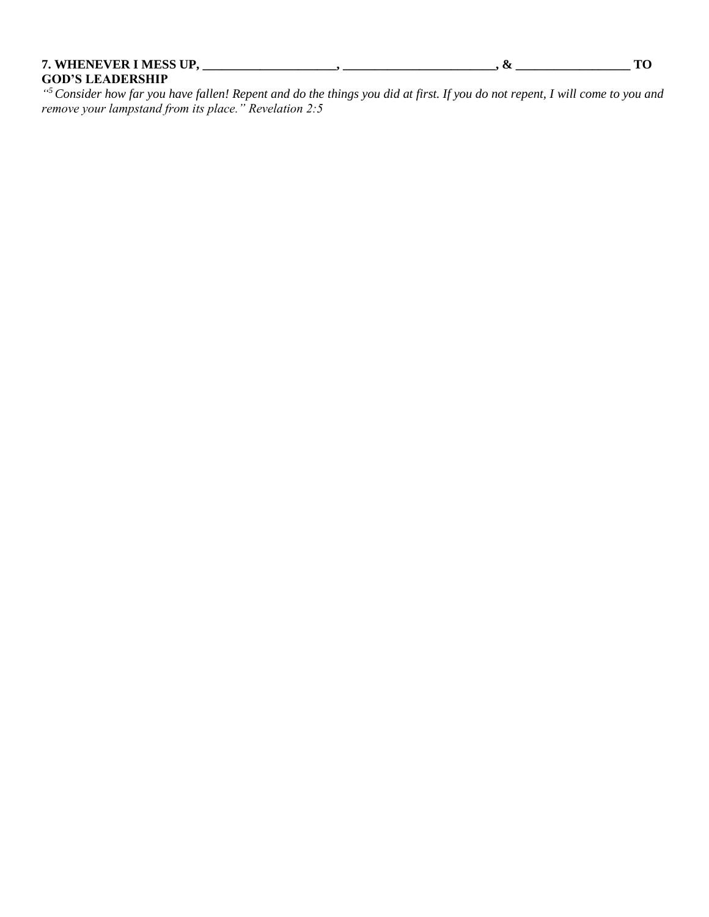**7. WHENEVER I MESS UP, _____________________, ________________________, & __________________ TO GOD'S LEADERSHIP**

*"[5] Consider how far you have fallen! Repent and do the things you did at first. If you do not repent, I will come to you and remove your lampstand from its place." Revelation 2:5*